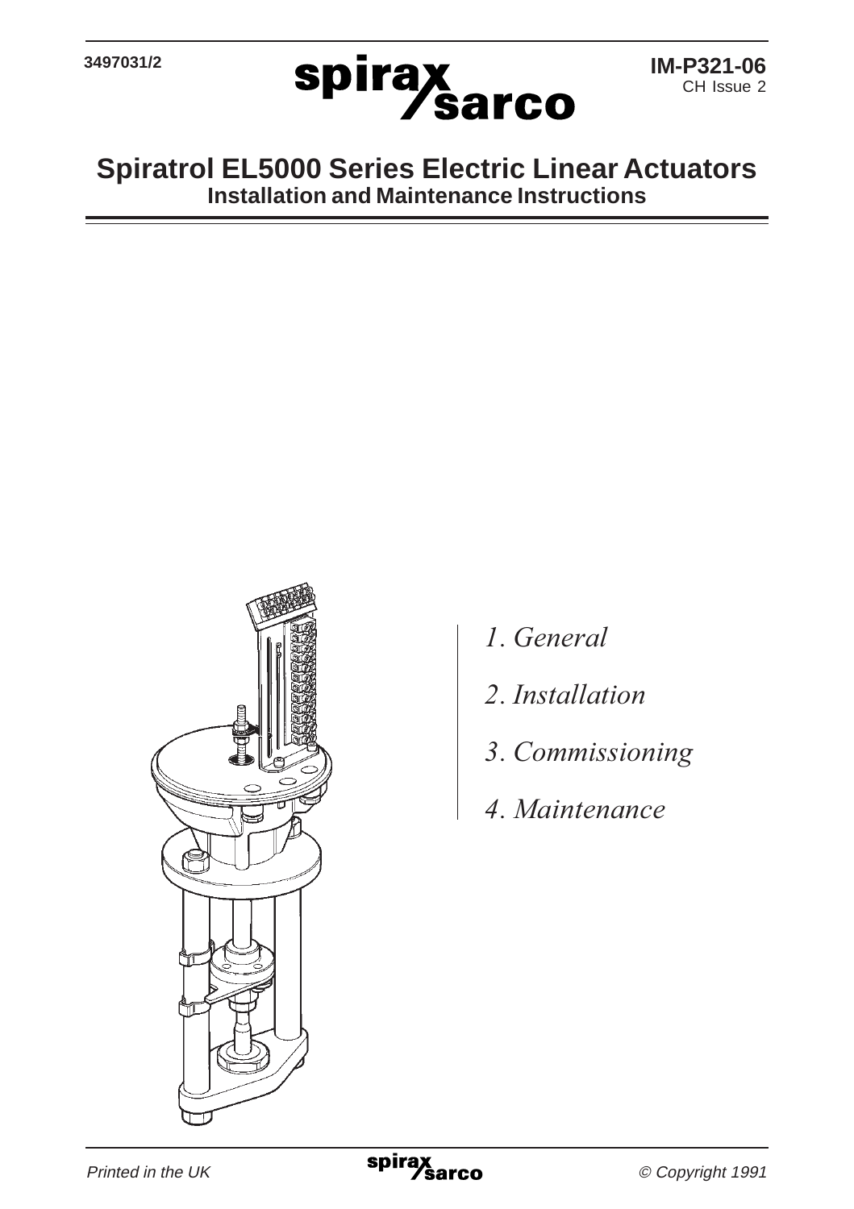3497031/2

spirax sarco

**IM-P321-06**
CH Issue 2

# Spiratrol EL5000 Series Electric Linear Actuators

## Installation and Maintenance Instructions

*1. General*

*2. Installation*

*3. Commissioning*

*4. Maintenance*

*Printed in the UK*

*© Copyright 1991*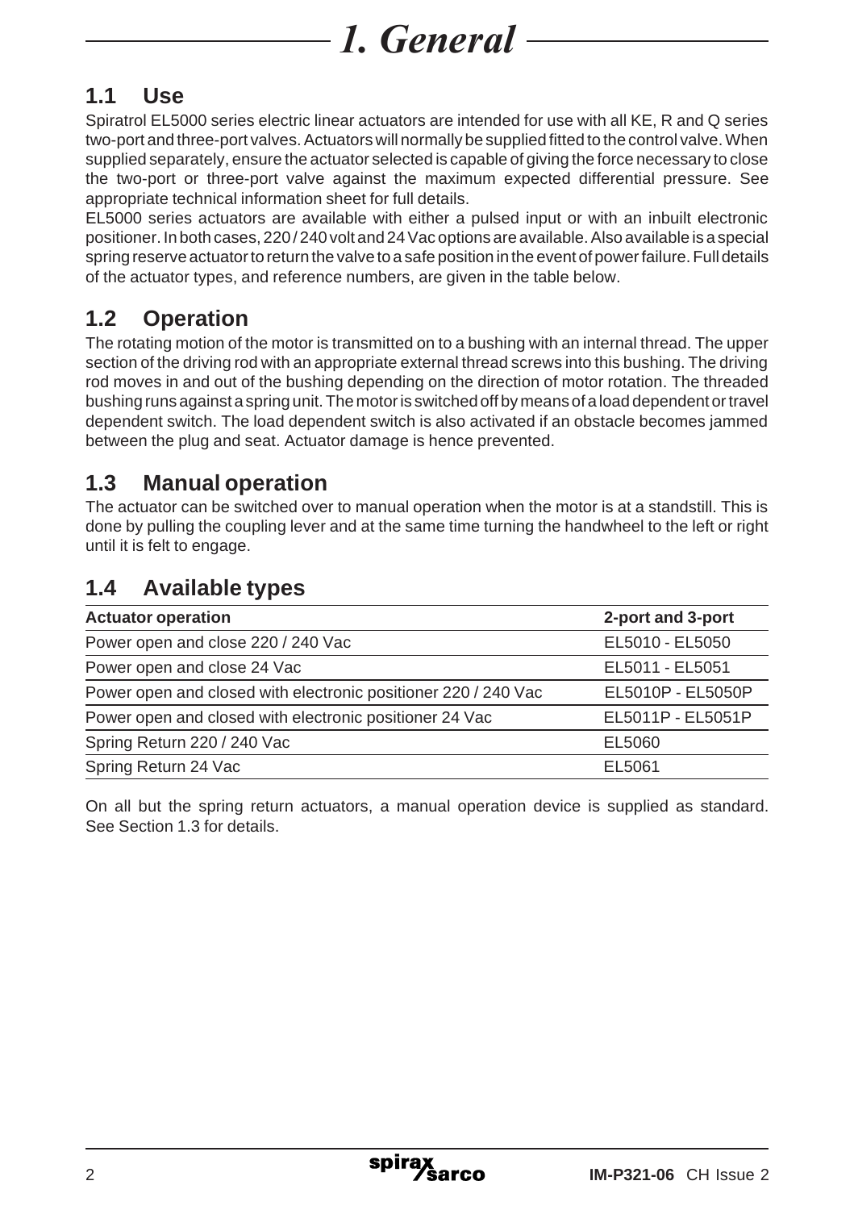# 1. General

## 1.1 Use

Spiratrol EL5000 series electric linear actuators are intended for use with all KE, R and Q series two-port and three-port valves. Actuators will normally be supplied fitted to the control valve. When supplied separately, ensure the actuator selected is capable of giving the force necessary to close the two-port or three-port valve against the maximum expected differential pressure. See appropriate technical information sheet for full details.

EL5000 series actuators are available with either a pulsed input or with an inbuilt electronic positioner. In both cases, 220 / 240 volt and 24 Vac options are available. Also available is a special spring reserve actuator to return the valve to a safe position in the event of power failure. Full details of the actuator types, and reference numbers, are given in the table below.

## 1.2 Operation

The rotating motion of the motor is transmitted on to a bushing with an internal thread. The upper section of the driving rod with an appropriate external thread screws into this bushing. The driving rod moves in and out of the bushing depending on the direction of motor rotation. The threaded bushing runs against a spring unit. The motor is switched off by means of a load dependent or travel dependent switch. The load dependent switch is also activated if an obstacle becomes jammed between the plug and seat. Actuator damage is hence prevented.

## 1.3 Manual operation

The actuator can be switched over to manual operation when the motor is at a standstill. This is done by pulling the coupling lever and at the same time turning the handwheel to the left or right until it is felt to engage.

## 1.4 Available types

| Actuator operation | 2-port and 3-port |
|---|---|
| Power open and close 220 / 240 Vac | EL5010 - EL5050 |
| Power open and close 24 Vac | EL5011 - EL5051 |
| Power open and closed with electronic positioner 220 / 240 Vac | EL5010P - EL5050P |
| Power open and closed with electronic positioner 24 Vac | EL5011P - EL5051P |
| Spring Return 220 / 240 Vac | EL5060 |
| Spring Return 24 Vac | EL5061 |

On all but the spring return actuators, a manual operation device is supplied as standard. See Section 1.3 for details.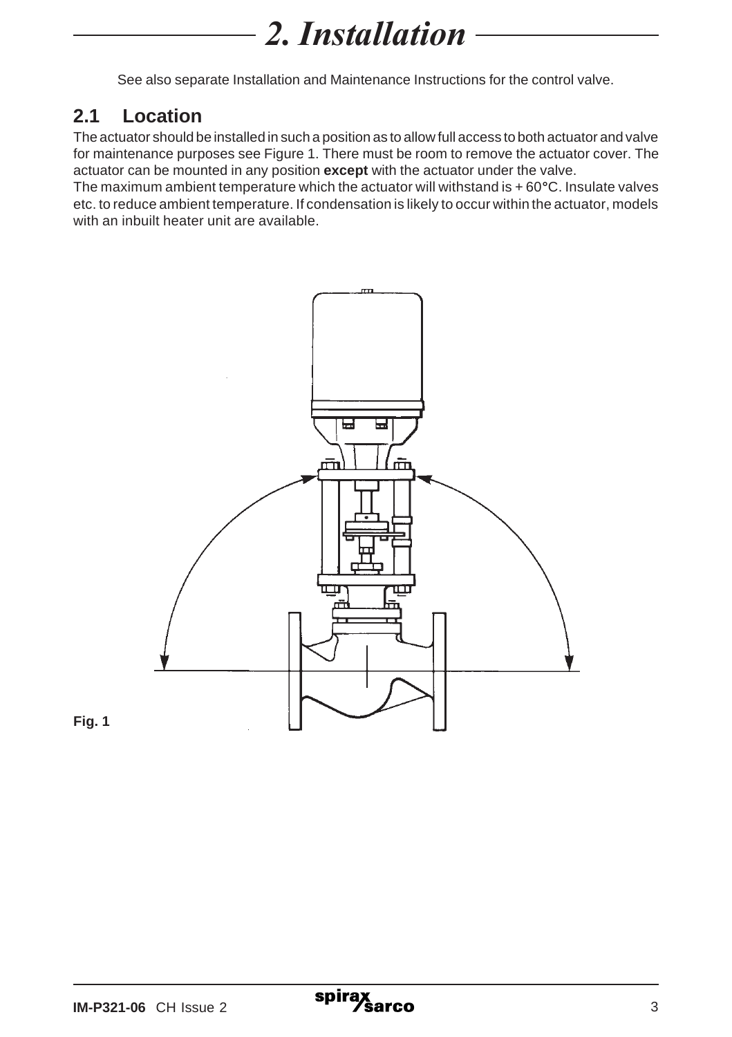# 2. Installation

See also separate Installation and Maintenance Instructions for the control valve.

## 2.1 Location

The actuator should be installed in such a position as to allow full access to both actuator and valve for maintenance purposes see Figure 1. There must be room to remove the actuator cover. The actuator can be mounted in any position **except** with the actuator under the valve.

The maximum ambient temperature which the actuator will withstand is + 60°C. Insulate valves etc. to reduce ambient temperature. If condensation is likely to occur within the actuator, models with an inbuilt heater unit are available.

**Fig. 1**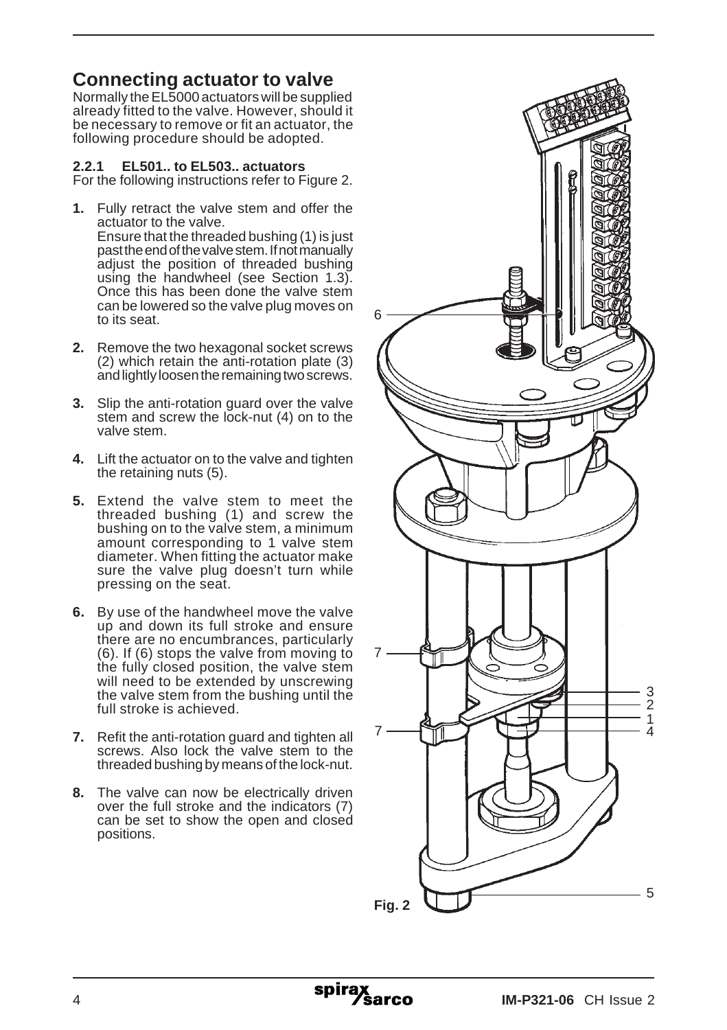## Connecting actuator to valve

Normally the EL5000 actuators will be supplied already fitted to the valve. However, should it be necessary to remove or fit an actuator, the following procedure should be adopted.

### 2.2.1 EL501.. to EL503.. actuators

For the following instructions refer to Figure 2.

1. Fully retract the valve stem and offer the actuator to the valve.
   Ensure that the threaded bushing (1) is just past the end of the valve stem. If not manually adjust the position of threaded bushing using the handwheel (see Section 1.3). Once this has been done the valve stem can be lowered so the valve plug moves on to its seat.

2. Remove the two hexagonal socket screws (2) which retain the anti-rotation plate (3) and lightly loosen the remaining two screws.

3. Slip the anti-rotation guard over the valve stem and screw the lock-nut (4) on to the valve stem.

4. Lift the actuator on to the valve and tighten the retaining nuts (5).

5. Extend the valve stem to meet the threaded bushing (1) and screw the bushing on to the valve stem, a minimum amount corresponding to 1 valve stem diameter. When fitting the actuator make sure the valve plug doesn't turn while pressing on the seat.

6. By use of the handwheel move the valve up and down its full stroke and ensure there are no encumbrances, particularly (6). If (6) stops the valve from moving to the fully closed position, the valve stem will need to be extended by unscrewing the valve stem from the bushing until the full stroke is achieved.

7. Refit the anti-rotation guard and tighten all screws. Also lock the valve stem to the threaded bushing by means of the lock-nut.

8. The valve can now be electrically driven over the full stroke and the indicators (7) can be set to show the open and closed positions.

**Fig. 2**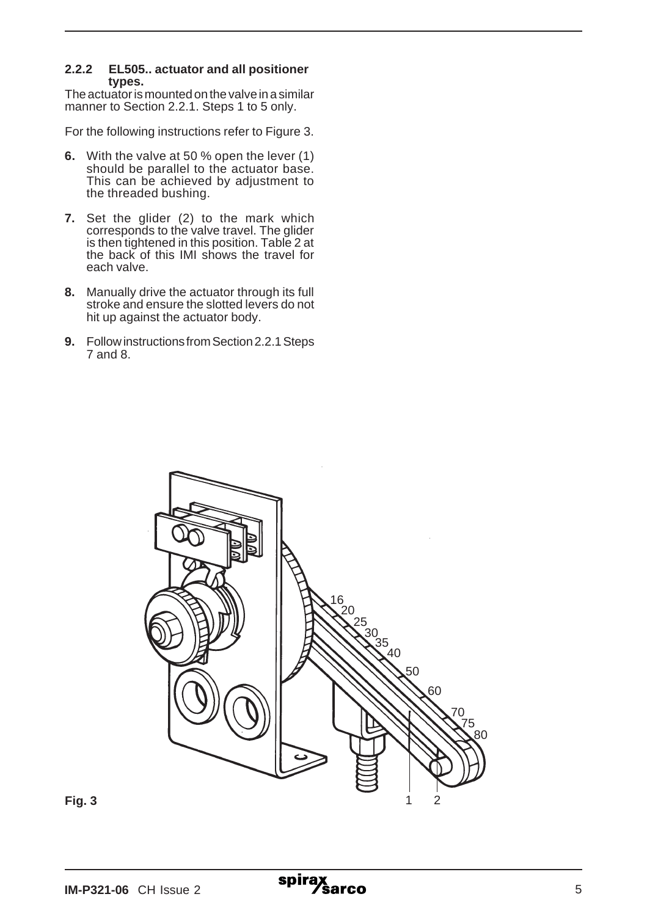### 2.2.2 EL505.. actuator and all positioner types.

The actuator is mounted on the valve in a similar manner to Section 2.2.1. Steps 1 to 5 only.

For the following instructions refer to Figure 3.

**6.** With the valve at 50 % open the lever (1) should be parallel to the actuator base. This can be achieved by adjustment to the threaded bushing.

**7.** Set the glider (2) to the mark which corresponds to the valve travel. The glider is then tightened in this position. Table 2 at the back of this IMI shows the travel for each valve.

**8.** Manually drive the actuator through its full stroke and ensure the slotted levers do not hit up against the actuator body.

**9.** Follow instructions from Section 2.2.1 Steps 7 and 8.

16 20 25 30 35 40 50 60 70 75 80

1 2

**Fig. 3**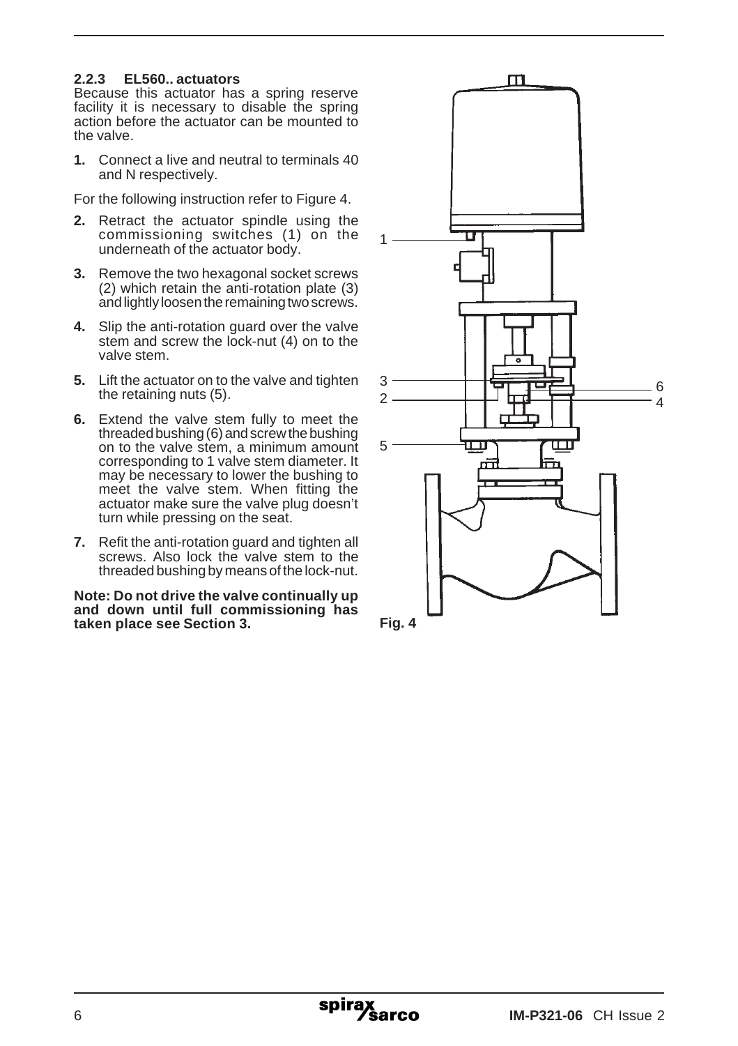### 2.2.3 EL560.. actuators

Because this actuator has a spring reserve facility it is necessary to disable the spring action before the actuator can be mounted to the valve.

**1.** Connect a live and neutral to terminals 40 and N respectively.

For the following instruction refer to Figure 4.

**2.** Retract the actuator spindle using the commissioning switches (1) on the underneath of the actuator body.

**3.** Remove the two hexagonal socket screws (2) which retain the anti-rotation plate (3) and lightly loosen the remaining two screws.

**4.** Slip the anti-rotation guard over the valve stem and screw the lock-nut (4) on to the valve stem.

**5.** Lift the actuator on to the valve and tighten the retaining nuts (5).

**6.** Extend the valve stem fully to meet the threaded bushing (6) and screw the bushing on to the valve stem, a minimum amount corresponding to 1 valve stem diameter. It may be necessary to lower the bushing to meet the valve stem. When fitting the actuator make sure the valve plug doesn't turn while pressing on the seat.

**7.** Refit the anti-rotation guard and tighten all screws. Also lock the valve stem to the threaded bushing by means of the lock-nut.

**Note: Do not drive the valve continually up and down until full commissioning has taken place see Section 3.**

Fig. 4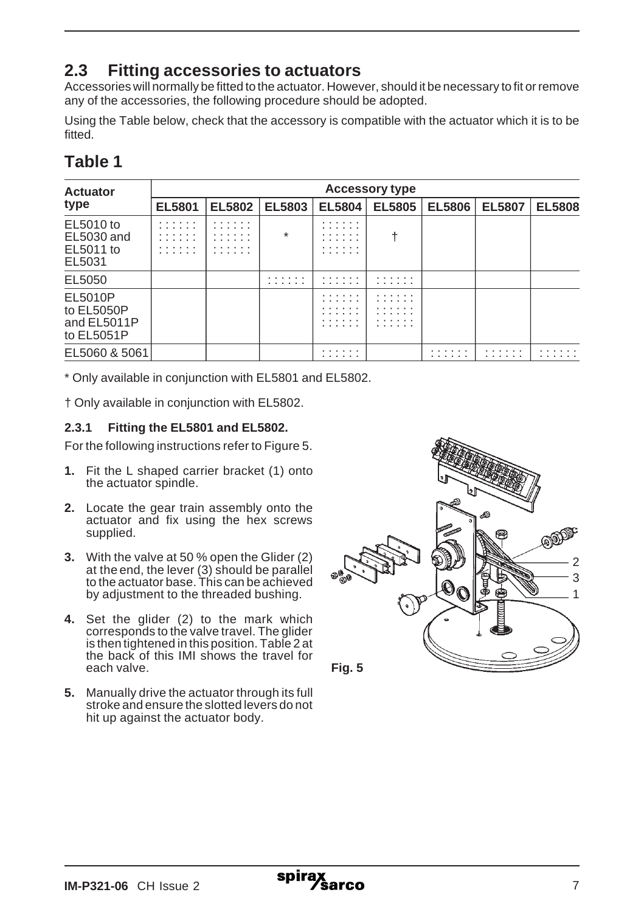## 2.3 Fitting accessories to actuators

Accessories will normally be fitted to the actuator. However, should it be necessary to fit or remove any of the accessories, the following procedure should be adopted.

Using the Table below, check that the accessory is compatible with the actuator which it is to be fitted.

## Table 1

| Actuator type | Accessory type | | | | | | | |
|---|---|---|---|---|---|---|---|---|
| | EL5801 | EL5802 | EL5803 | EL5804 | EL5805 | EL5806 | EL5807 | EL5808 |
| EL5010 to EL5030 and EL5011 to EL5031 | ✓ | ✓ | * | ✓ | † | | | |
| EL5050 | | | ✓ | ✓ | ✓ | | | |
| EL5010P to EL5050P and EL5011P to EL5051P | | | | ✓ | ✓ | | | |
| EL5060 & 5061 | | | | ✓ | | ✓ | ✓ | ✓ |

\* Only available in conjunction with EL5801 and EL5802.

† Only available in conjunction with EL5802.

### 2.3.1 Fitting the EL5801 and EL5802.

For the following instructions refer to Figure 5.

**1.** Fit the L shaped carrier bracket (1) onto the actuator spindle.

**2.** Locate the gear train assembly onto the actuator and fix using the hex screws supplied.

**3.** With the valve at 50 % open the Glider (2) at the end, the lever (3) should be parallel to the actuator base. This can be achieved by adjustment to the threaded bushing.

**4.** Set the glider (2) to the mark which corresponds to the valve travel. The glider is then tightened in this position. Table 2 at the back of this IMI shows the travel for each valve.

**5.** Manually drive the actuator through its full stroke and ensure the slotted levers do not hit up against the actuator body.

**Fig. 5**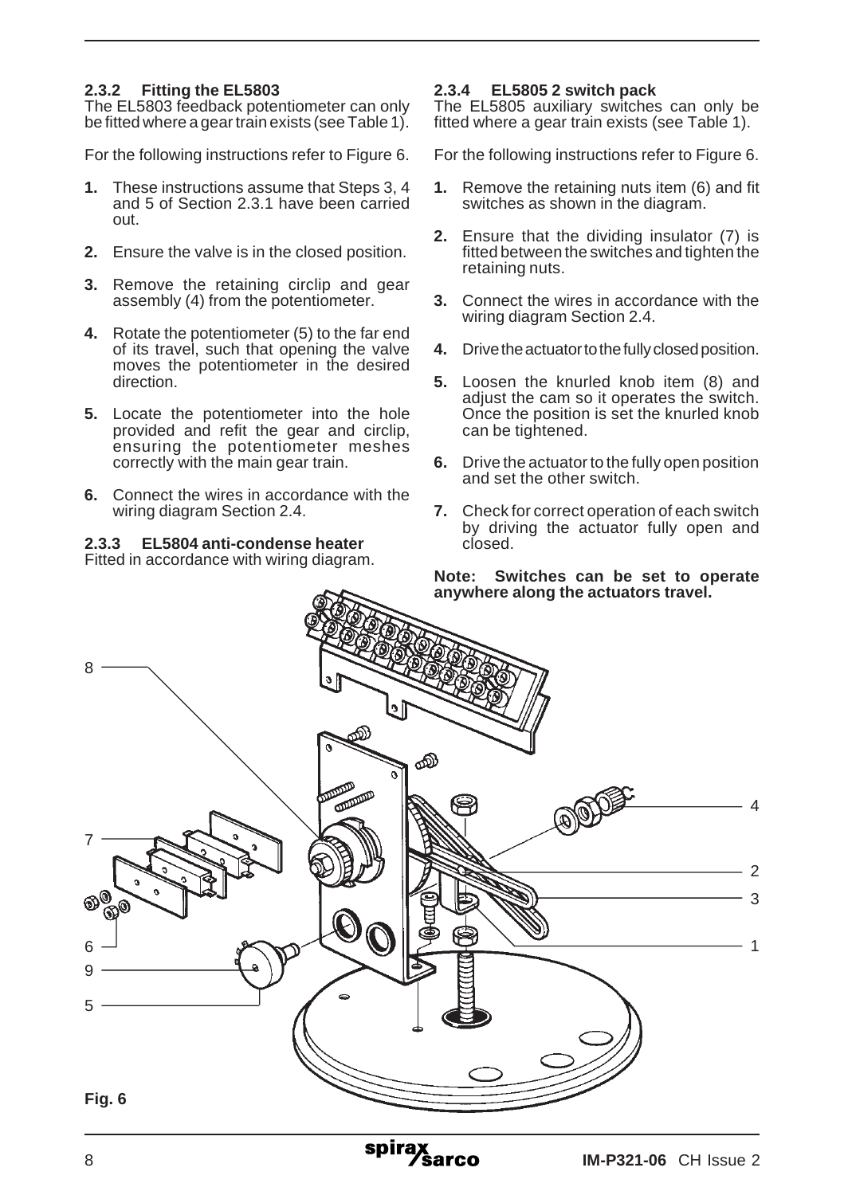### 2.3.2 Fitting the EL5803

The EL5803 feedback potentiometer can only be fitted where a gear train exists (see Table 1).

For the following instructions refer to Figure 6.

1. These instructions assume that Steps 3, 4 and 5 of Section 2.3.1 have been carried out.
2. Ensure the valve is in the closed position.
3. Remove the retaining circlip and gear assembly (4) from the potentiometer.
4. Rotate the potentiometer (5) to the far end of its travel, such that opening the valve moves the potentiometer in the desired direction.
5. Locate the potentiometer into the hole provided and refit the gear and circlip, ensuring the potentiometer meshes correctly with the main gear train.
6. Connect the wires in accordance with the wiring diagram Section 2.4.

### 2.3.3 EL5804 anti-condense heater

Fitted in accordance with wiring diagram.

### 2.3.4 EL5805 2 switch pack

The EL5805 auxiliary switches can only be fitted where a gear train exists (see Table 1).

For the following instructions refer to Figure 6.

1. Remove the retaining nuts item (6) and fit switches as shown in the diagram.
2. Ensure that the dividing insulator (7) is fitted between the switches and tighten the retaining nuts.
3. Connect the wires in accordance with the wiring diagram Section 2.4.
4. Drive the actuator to the fully closed position.
5. Loosen the knurled knob item (8) and adjust the cam so it operates the switch. Once the position is set the knurled knob can be tightened.
6. Drive the actuator to the fully open position and set the other switch.
7. Check for correct operation of each switch by driving the actuator fully open and closed.

**Note: Switches can be set to operate anywhere along the actuators travel.**

**Fig. 6**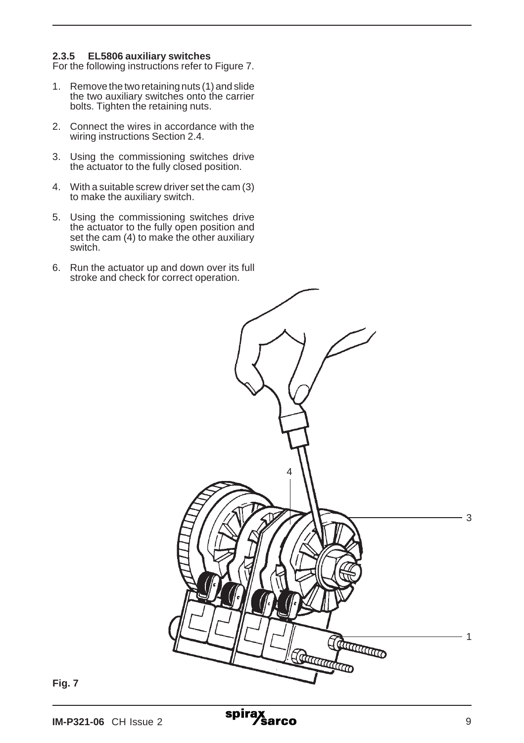### 2.3.5 EL5806 auxiliary switches

For the following instructions refer to Figure 7.

1. Remove the two retaining nuts (1) and slide the two auxiliary switches onto the carrier bolts. Tighten the retaining nuts.

2. Connect the wires in accordance with the wiring instructions Section 2.4.

3. Using the commissioning switches drive the actuator to the fully closed position.

4. With a suitable screw driver set the cam (3) to make the auxiliary switch.

5. Using the commissioning switches drive the actuator to the fully open position and set the cam (4) to make the other auxiliary switch.

6. Run the actuator up and down over its full stroke and check for correct operation.

**Fig. 7**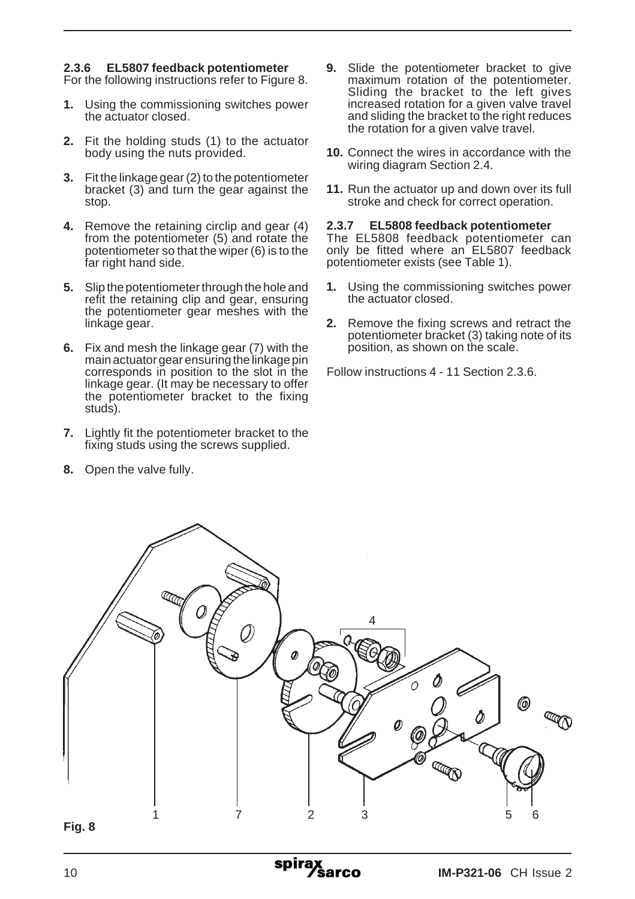### 2.3.6 EL5807 feedback potentiometer

For the following instructions refer to Figure 8.

1. Using the commissioning switches power the actuator closed.
2. Fit the holding studs (1) to the actuator body using the nuts provided.
3. Fit the linkage gear (2) to the potentiometer bracket (3) and turn the gear against the stop.
4. Remove the retaining circlip and gear (4) from the potentiometer (5) and rotate the potentiometer so that the wiper (6) is to the far right hand side.
5. Slip the potentiometer through the hole and refit the retaining clip and gear, ensuring the potentiometer gear meshes with the linkage gear.
6. Fix and mesh the linkage gear (7) with the main actuator gear ensuring the linkage pin corresponds in position to the slot in the linkage gear. (It may be necessary to offer the potentiometer bracket to the fixing studs).
7. Lightly fit the potentiometer bracket to the fixing studs using the screws supplied.
8. Open the valve fully.
9. Slide the potentiometer bracket to give maximum rotation of the potentiometer. Sliding the bracket to the left gives increased rotation for a given valve travel and sliding the bracket to the right reduces the rotation for a given valve travel.
10. Connect the wires in accordance with the wiring diagram Section 2.4.
11. Run the actuator up and down over its full stroke and check for correct operation.

### 2.3.7 EL5808 feedback potentiometer

The EL5808 feedback potentiometer can only be fitted where an EL5807 feedback potentiometer exists (see Table 1).

1. Using the commissioning switches power the actuator closed.
2. Remove the fixing screws and retract the potentiometer bracket (3) taking note of its position, as shown on the scale.

Follow instructions 4 - 11 Section 2.3.6.

**Fig. 8**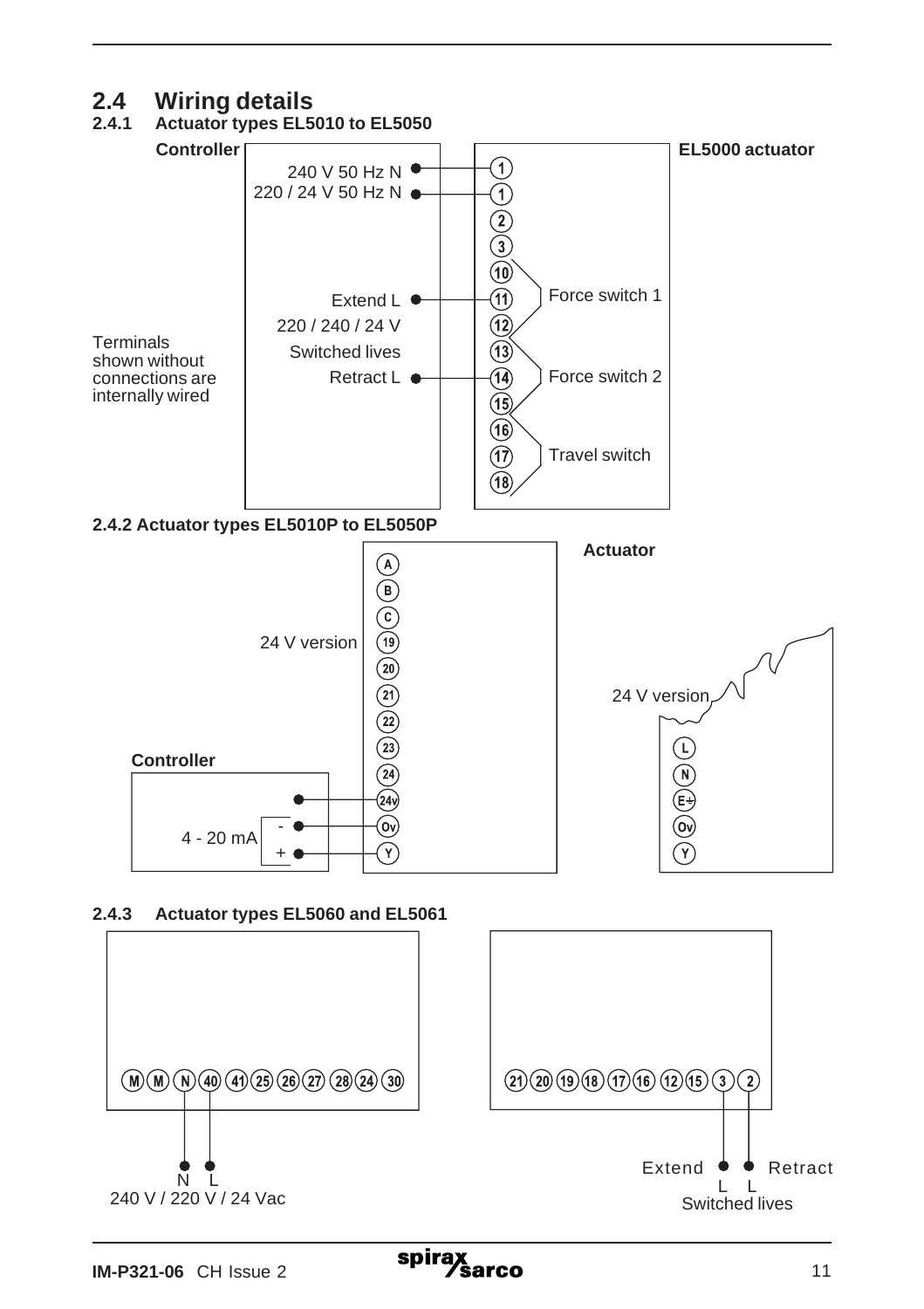## 2.4 Wiring details

### 2.4.1 Actuator types EL5010 to EL5050

**Controller**

240 V 50 Hz N — 1

220 / 24 V 50 Hz N — 1

2

3

10

Extend L — 11

220 / 240 / 24 V

Switched lives

Retract L — 14

Force switch 1 (10, 11, 12)

Force switch 2 (13, 14, 15)

Travel switch (16, 17, 18)

**EL5000 actuator**

Terminals shown without connections are internally wired

### 2.4.2 Actuator types EL5010P to EL5050P

**Actuator**

A, B, C, 19, 20, 21, 22, 23, 24, 24v, Ov, Y

24 V version

**Controller**

4 - 20 mA

- — Ov

+ — Y

24 V version

L, N, E⏚, Ov, Y

### 2.4.3 Actuator types EL5060 and EL5061

M M N 40 41 25 26 27 28 24 30

N L

240 V / 220 V / 24 Vac

21 20 19 18 17 16 12 15 3 2

Extend L — 3

Retract L — 2

Switched lives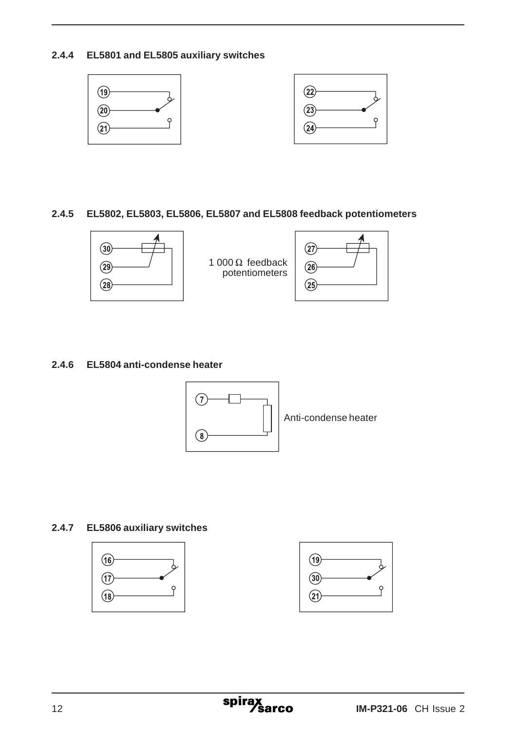### 2.4.4 EL5801 and EL5805 auxiliary switches

19
20
21

22
23
24

### 2.4.5 EL5802, EL5803, EL5806, EL5807 and EL5808 feedback potentiometers

30
29
28

1 000 Ω feedback potentiometers

27
26
25

### 2.4.6 EL5804 anti-condense heater

7
8

Anti-condense heater

### 2.4.7 EL5806 auxiliary switches

16
17
18

19
30
21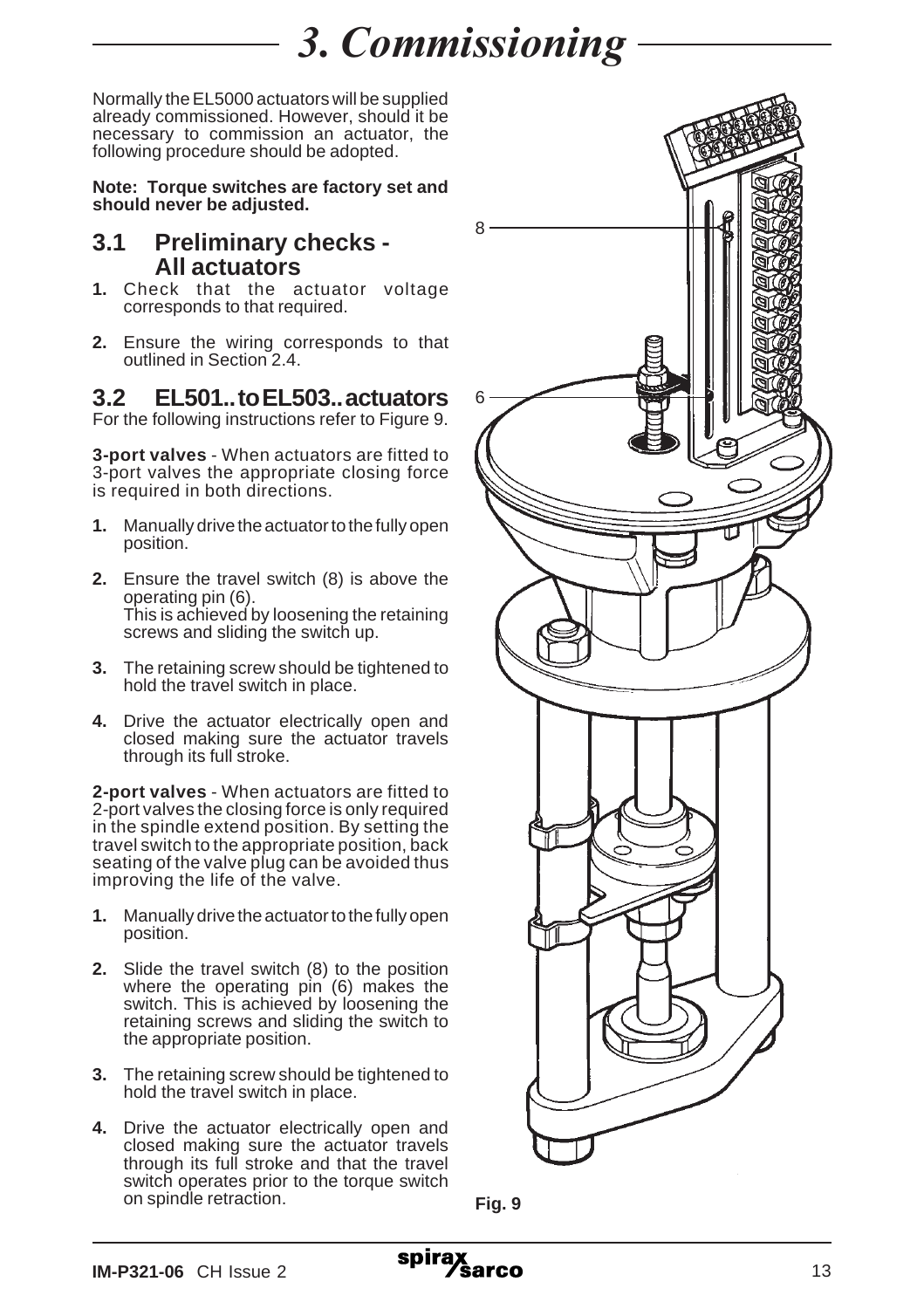# 3. Commissioning

Normally the EL5000 actuators will be supplied already commissioned. However, should it be necessary to commission an actuator, the following procedure should be adopted.

**Note: Torque switches are factory set and should never be adjusted.**

## 3.1 Preliminary checks - All actuators

1. Check that the actuator voltage corresponds to that required.
2. Ensure the wiring corresponds to that outlined in Section 2.4.

## 3.2 EL501.. to EL503.. actuators

For the following instructions refer to Figure 9.

**3-port valves** - When actuators are fitted to 3-port valves the appropriate closing force is required in both directions.

1. Manually drive the actuator to the fully open position.
2. Ensure the travel switch (8) is above the operating pin (6).
   This is achieved by loosening the retaining screws and sliding the switch up.
3. The retaining screw should be tightened to hold the travel switch in place.
4. Drive the actuator electrically open and closed making sure the actuator travels through its full stroke.

**2-port valves** - When actuators are fitted to 2-port valves the closing force is only required in the spindle extend position. By setting the travel switch to the appropriate position, back seating of the valve plug can be avoided thus improving the life of the valve.

1. Manually drive the actuator to the fully open position.
2. Slide the travel switch (8) to the position where the operating pin (6) makes the switch. This is achieved by loosening the retaining screws and sliding the switch to the appropriate position.
3. The retaining screw should be tightened to hold the travel switch in place.
4. Drive the actuator electrically open and closed making sure the actuator travels through its full stroke and that the travel switch operates prior to the torque switch on spindle retraction.

8

6

**Fig. 9**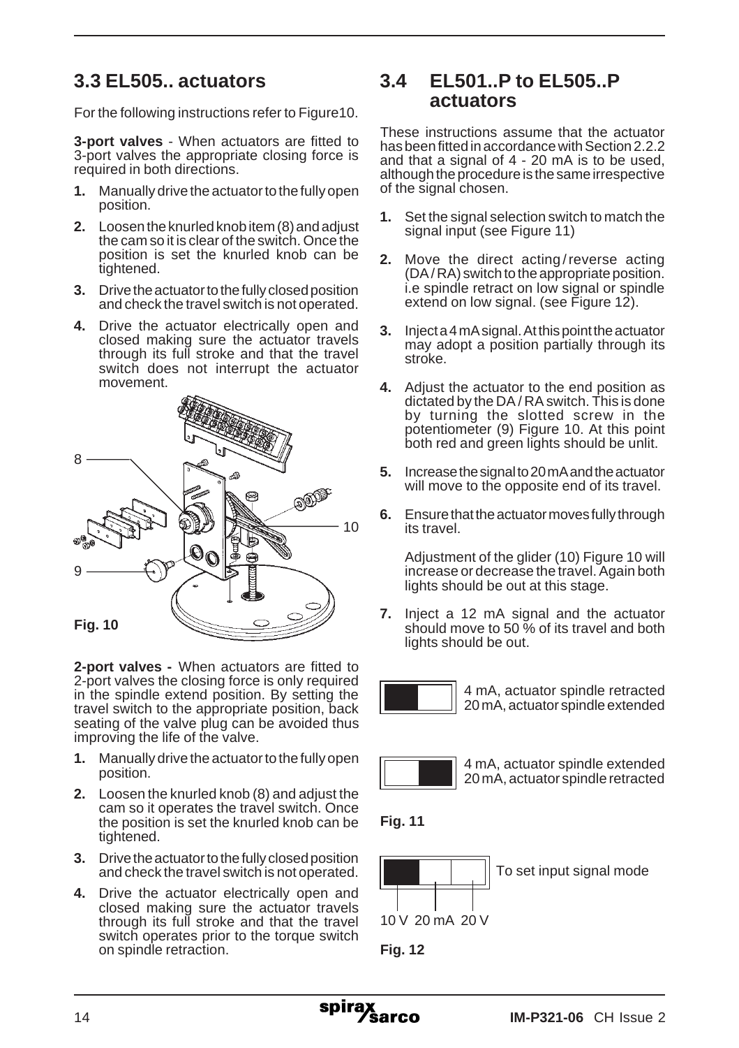## 3.3 EL505.. actuators

For the following instructions refer to Figure10.

**3-port valves** - When actuators are fitted to 3-port valves the appropriate closing force is required in both directions.

1. Manually drive the actuator to the fully open position.
2. Loosen the knurled knob item (8) and adjust the cam so it is clear of the switch. Once the position is set the knurled knob can be tightened.
3. Drive the actuator to the fully closed position and check the travel switch is not operated.
4. Drive the actuator electrically open and closed making sure the actuator travels through its full stroke and that the travel switch does not interrupt the actuator movement.

**Fig. 10**

**2-port valves -** When actuators are fitted to 2-port valves the closing force is only required in the spindle extend position. By setting the travel switch to the appropriate position, back seating of the valve plug can be avoided thus improving the life of the valve.

1. Manually drive the actuator to the fully open position.
2. Loosen the knurled knob (8) and adjust the cam so it operates the travel switch. Once the position is set the knurled knob can be tightened.
3. Drive the actuator to the fully closed position and check the travel switch is not operated.
4. Drive the actuator electrically open and closed making sure the actuator travels through its full stroke and that the travel switch operates prior to the torque switch on spindle retraction.

## 3.4 EL501..P to EL505..P actuators

These instructions assume that the actuator has been fitted in accordance with Section 2.2.2 and that a signal of 4 - 20 mA is to be used, although the procedure is the same irrespective of the signal chosen.

1. Set the signal selection switch to match the signal input (see Figure 11)
2. Move the direct acting / reverse acting (DA / RA) switch to the appropriate position. i.e spindle retract on low signal or spindle extend on low signal. (see Figure 12).
3. Inject a 4 mA signal. At this point the actuator may adopt a position partially through its stroke.
4. Adjust the actuator to the end position as dictated by the DA / RA switch. This is done by turning the slotted screw in the potentiometer (9) Figure 10. At this point both red and green lights should be unlit.
5. Increase the signal to 20 mA and the actuator will move to the opposite end of its travel.
6. Ensure that the actuator moves fully through its travel.

   Adjustment of the glider (10) Figure 10 will increase or decrease the travel. Again both lights should be out at this stage.
7. Inject a 12 mA signal and the actuator should move to 50 % of its travel and both lights should be out.

4 mA, actuator spindle retracted
20 mA, actuator spindle extended

4 mA, actuator spindle extended
20 mA, actuator spindle retracted

**Fig. 11**

To set input signal mode

10 V 20 mA 20 V

**Fig. 12**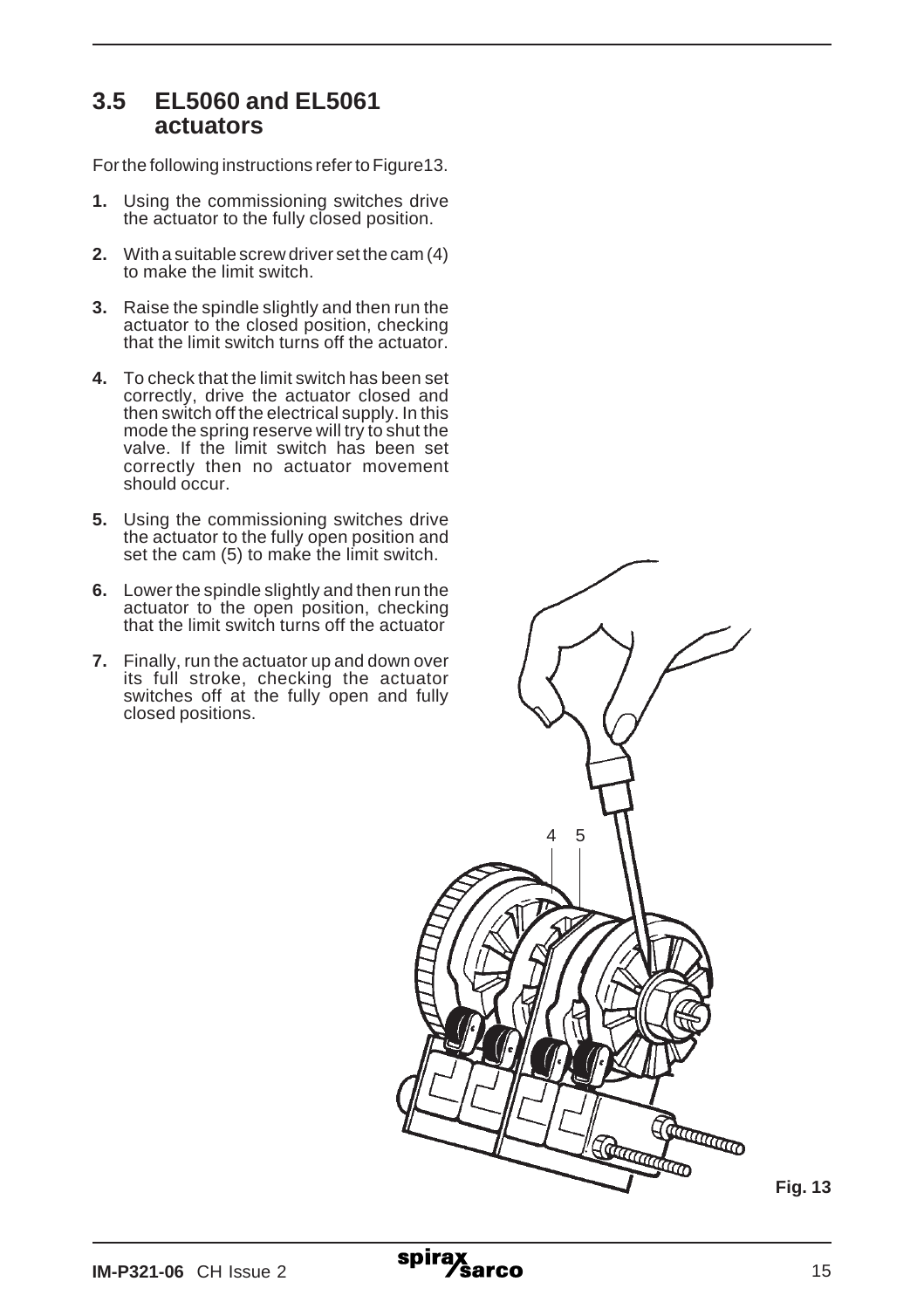## 3.5 EL5060 and EL5061 actuators

For the following instructions refer to Figure13.

**1.** Using the commissioning switches drive the actuator to the fully closed position.

**2.** With a suitable screw driver set the cam (4) to make the limit switch.

**3.** Raise the spindle slightly and then run the actuator to the closed position, checking that the limit switch turns off the actuator.

**4.** To check that the limit switch has been set correctly, drive the actuator closed and then switch off the electrical supply. In this mode the spring reserve will try to shut the valve. If the limit switch has been set correctly then no actuator movement should occur.

**5.** Using the commissioning switches drive the actuator to the fully open position and set the cam (5) to make the limit switch.

**6.** Lower the spindle slightly and then run the actuator to the open position, checking that the limit switch turns off the actuator

**7.** Finally, run the actuator up and down over its full stroke, checking the actuator switches off at the fully open and fully closed positions.

4 5

**Fig. 13**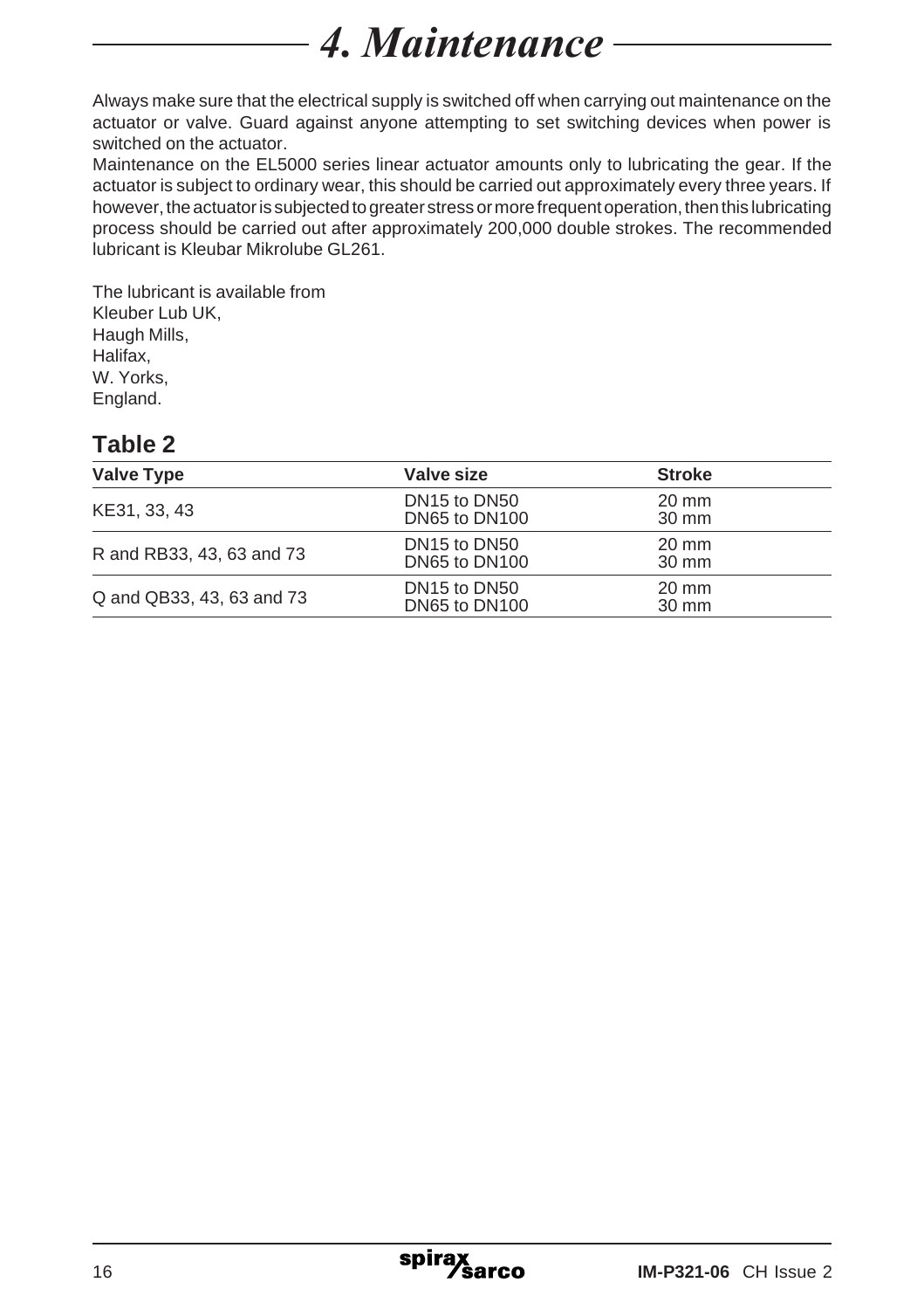# 4. Maintenance

Always make sure that the electrical supply is switched off when carrying out maintenance on the actuator or valve. Guard against anyone attempting to set switching devices when power is switched on the actuator.

Maintenance on the EL5000 series linear actuator amounts only to lubricating the gear. If the actuator is subject to ordinary wear, this should be carried out approximately every three years. If however, the actuator is subjected to greater stress or more frequent operation, then this lubricating process should be carried out after approximately 200,000 double strokes. The recommended lubricant is Kleubar Mikrolube GL261.

The lubricant is available from
Kleuber Lub UK,
Haugh Mills,
Halifax,
W. Yorks,
England.

## Table 2

| Valve Type | Valve size | Stroke |
|---|---|---|
| KE31, 33, 43 | DN15 to DN50<br>DN65 to DN100 | 20 mm<br>30 mm |
| R and RB33, 43, 63 and 73 | DN15 to DN50<br>DN65 to DN100 | 20 mm<br>30 mm |
| Q and QB33, 43, 63 and 73 | DN15 to DN50<br>DN65 to DN100 | 20 mm<br>30 mm |